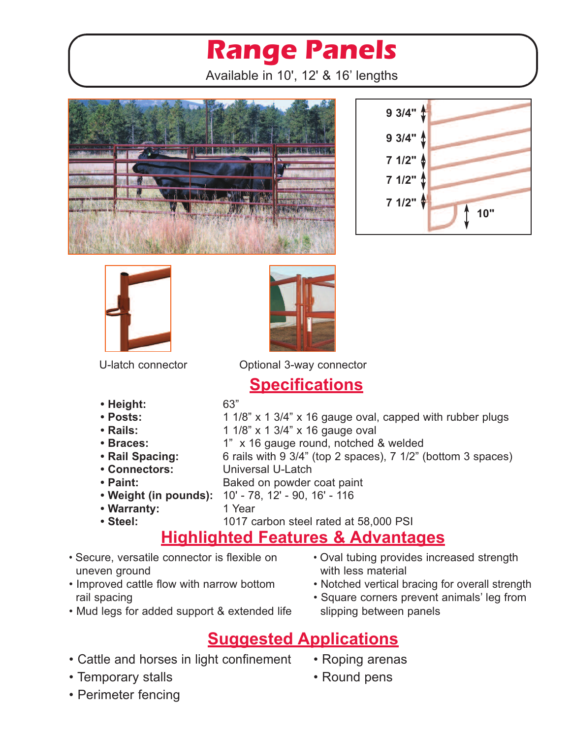# Range Panels

Available in 10', 12' & 16' lengths

U-latch connector

Optional 3-way connector

## Specifications

- **Height:** 63"
- **Posts:** 1 1/8" x 1 3/4" x 16 gauge oval, capped with rubber plugs
- **Rails:** 1 1/8" x 1 3/4" x 16 gauge oval
- **Braces:** 1" x 16 gauge round, notched & welded
- **Rail Spacing:** 6 rails with 9 3/4" (top 2 spaces), 7 1/2" (bottom 3 spaces)
- **Connectors:** Universal U-Latch
- **Paint:** Baked on powder coat paint
- **Weight (in pounds):** 10' - 78, 12' - 90, 16' - 116
- **Warranty:** 1 Year
- **Steel:** 1017 carbon steel rated at 58,000 PSI

## Highlighted Features & Advantages

- Secure, versatile connector is flexible on uneven ground
- Improved cattle flow with narrow bottom rail spacing
- Mud legs for added support & extended life
- Oval tubing provides increased strength with less material
- Notched vertical bracing for overall strength
- Square corners prevent animals' leg from slipping between panels

## Suggested Applications

- Cattle and horses in light confinement
- Temporary stalls
- Perimeter fencing
- Roping arenas
- Round pens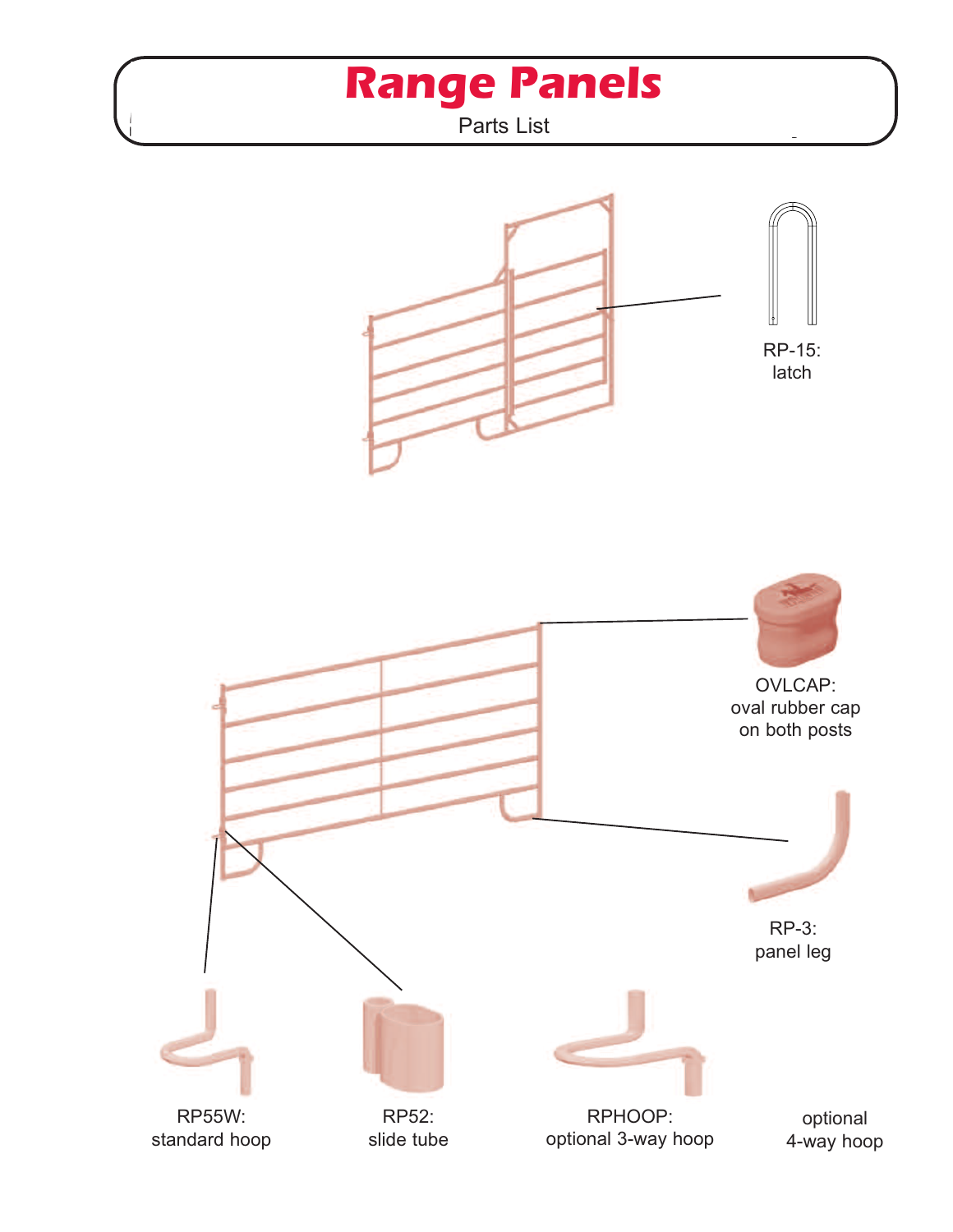# Range Panels

Parts List

RP-15:
latch

OVLCAP:
oval rubber cap
on both posts

RP-3:
panel leg

RP55W:
standard hoop

RP52:
slide tube

RPHOOP:
optional 3-way hoop

optional
4-way hoop